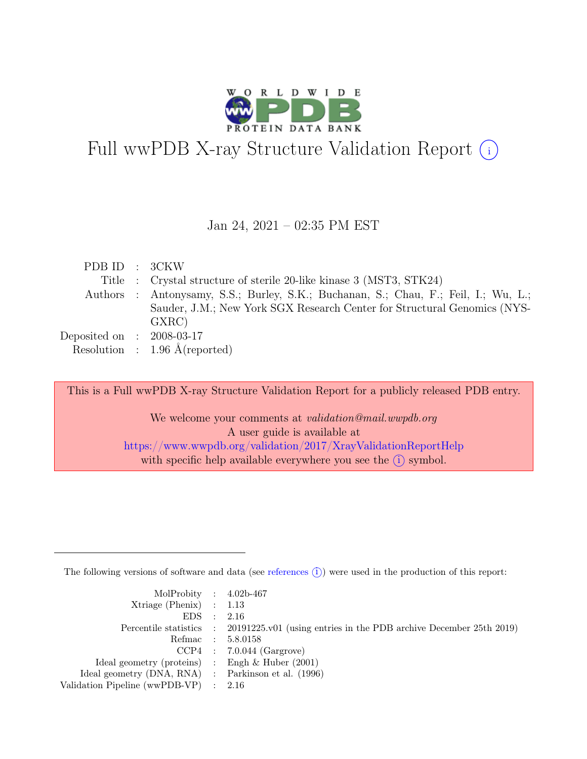# Full wwPDB X-ray Structure Validation Report (i)

Jan 24, 2021 – 02:35 PM EST

| | | |
|---|---|---|
| PDB ID | : | 3CKW |
| Title | : | Crystal structure of sterile 20-like kinase 3 (MST3, STK24) |
| Authors | : | Antonysamy, S.S.; Burley, S.K.; Buchanan, S.; Chau, F.; Feil, I.; Wu, L.; Sauder, J.M.; New York SGX Research Center for Structural Genomics (NYSGXRC) |
| Deposited on | : | 2008-03-17 |
| Resolution | : | 1.96 Å(reported) |

This is a Full wwPDB X-ray Structure Validation Report for a publicly released PDB entry.

We welcome your comments at *validation@mail.wwpdb.org*
A user guide is available at
https://www.wwpdb.org/validation/2017/XrayValidationReportHelp
with specific help available everywhere you see the (i) symbol.

The following versions of software and data (see references (i)) were used in the production of this report:

| | | |
|---|---|---|
| MolProbity | : | 4.02b-467 |
| Xtriage (Phenix) | : | 1.13 |
| EDS | : | 2.16 |
| Percentile statistics | : | 20191225.v01 (using entries in the PDB archive December 25th 2019) |
| Refmac | : | 5.8.0158 |
| CCP4 | : | 7.0.044 (Gargrove) |
| Ideal geometry (proteins) | : | Engh & Huber (2001) |
| Ideal geometry (DNA, RNA) | : | Parkinson et al. (1996) |
| Validation Pipeline (wwPDB-VP) | : | 2.16 |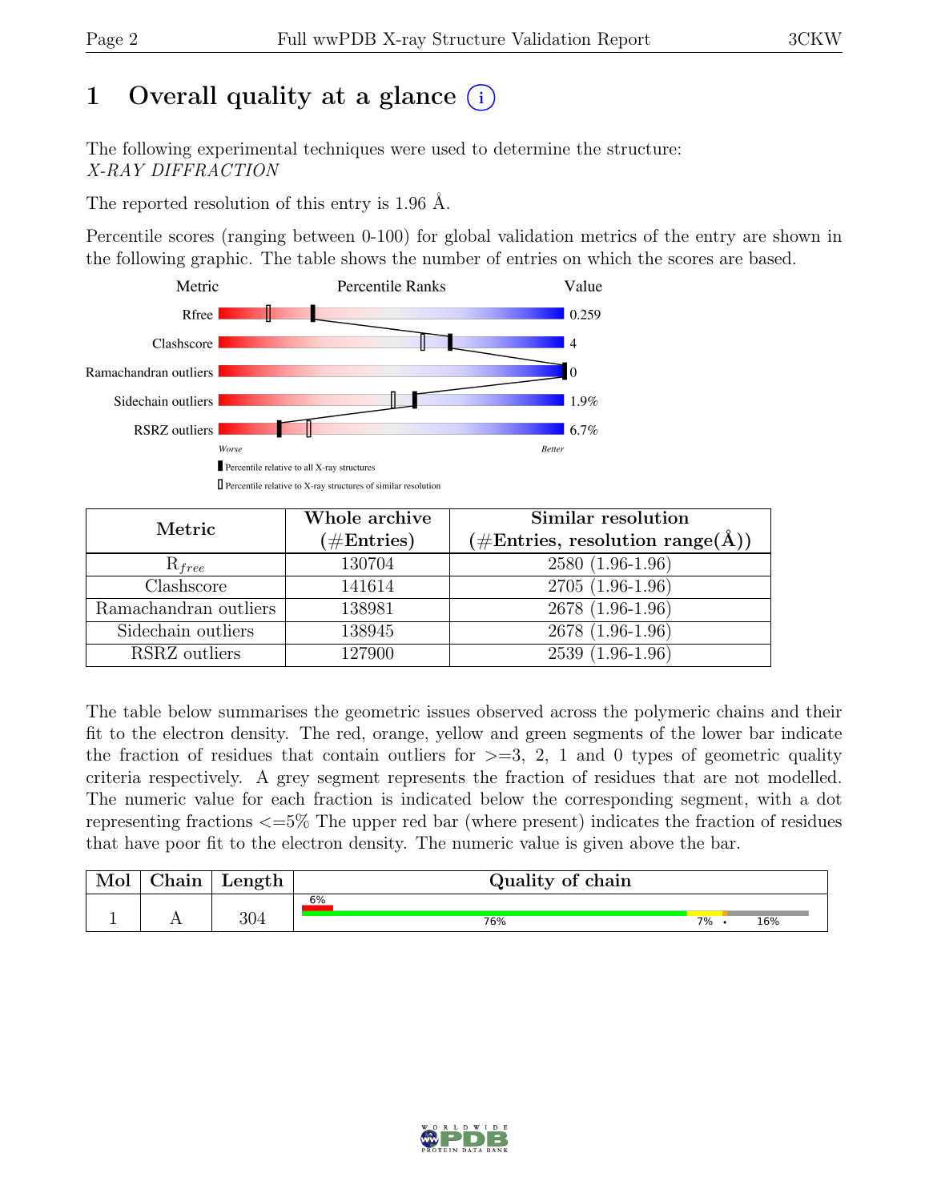# 1 Overall quality at a glance (i)

The following experimental techniques were used to determine the structure:
*X-RAY DIFFRACTION*

The reported resolution of this entry is 1.96 Å.

Percentile scores (ranging between 0-100) for global validation metrics of the entry are shown in the following graphic. The table shows the number of entries on which the scores are based.

| Metric | Value |
|---|---|
| Rfree | 0.259 |
| Clashscore | 4 |
| Ramachandran outliers | 0 |
| Sidechain outliers | 1.9% |
| RSRZ outliers | 6.7% |

Worse — Better

▮ Percentile relative to all X-ray structures
▯ Percentile relative to X-ray structures of similar resolution

| Metric | Whole archive (#Entries) | Similar resolution (#Entries, resolution range(Å)) |
|---|---|---|
| $R_{free}$ | 130704 | 2580 (1.96-1.96) |
| Clashscore | 141614 | 2705 (1.96-1.96) |
| Ramachandran outliers | 138981 | 2678 (1.96-1.96) |
| Sidechain outliers | 138945 | 2678 (1.96-1.96) |
| RSRZ outliers | 127900 | 2539 (1.96-1.96) |

The table below summarises the geometric issues observed across the polymeric chains and their fit to the electron density. The red, orange, yellow and green segments of the lower bar indicate the fraction of residues that contain outliers for >=3, 2, 1 and 0 types of geometric quality criteria respectively. A grey segment represents the fraction of residues that are not modelled. The numeric value for each fraction is indicated below the corresponding segment, with a dot representing fractions <=5% The upper red bar (where present) indicates the fraction of residues that have poor fit to the electron density. The numeric value is given above the bar.

| Mol | Chain | Length | Quality of chain |
|---|---|---|---|
| 1 | A | 304 | 6% (poor fit); 76% green, 7% yellow, • orange, 16% grey |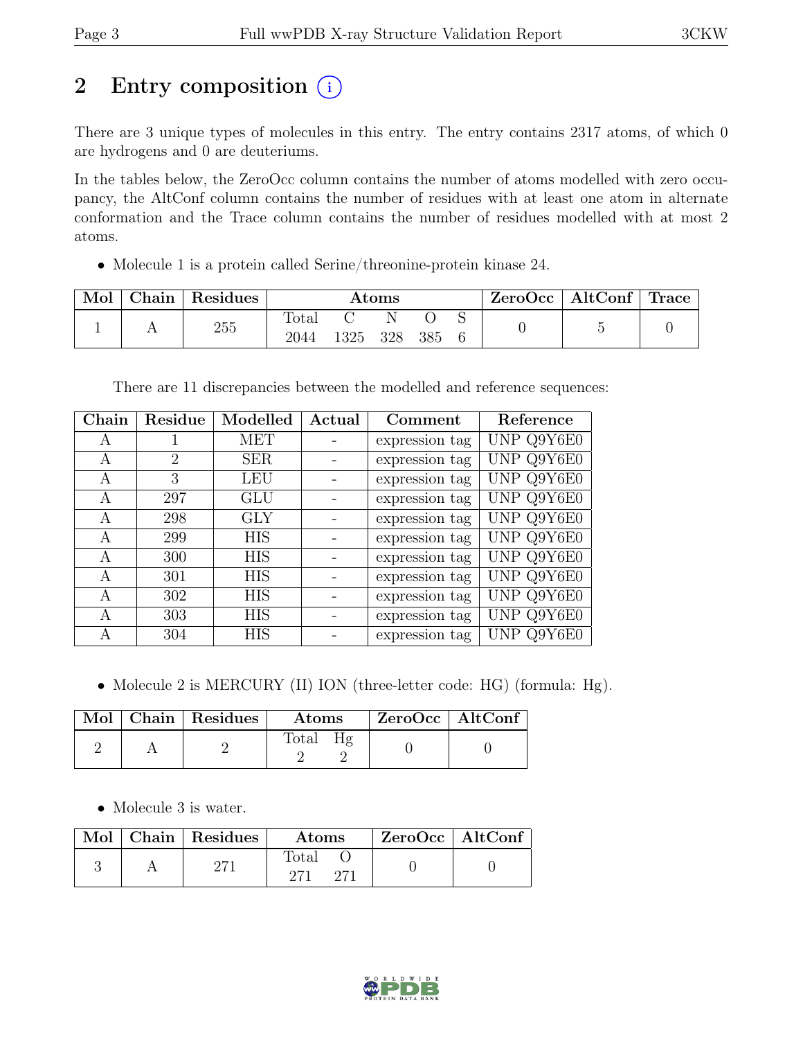# 2 Entry composition (i)

There are 3 unique types of molecules in this entry. The entry contains 2317 atoms, of which 0 are hydrogens and 0 are deuteriums.

In the tables below, the ZeroOcc column contains the number of atoms modelled with zero occupancy, the AltConf column contains the number of residues with at least one atom in alternate conformation and the Trace column contains the number of residues modelled with at most 2 atoms.

- Molecule 1 is a protein called Serine/threonine-protein kinase 24.

| Mol | Chain | Residues | Atoms | | | | | ZeroOcc | AltConf | Trace |
|---|---|---|---|---|---|---|---|---|---|---|
| | | | Total | C | N | O | S | | | |
| 1 | A | 255 | 2044 | 1325 | 328 | 385 | 6 | 0 | 5 | 0 |

There are 11 discrepancies between the modelled and reference sequences:

| Chain | Residue | Modelled | Actual | Comment | Reference |
|---|---|---|---|---|---|
| A | 1 | MET | - | expression tag | UNP Q9Y6E0 |
| A | 2 | SER | - | expression tag | UNP Q9Y6E0 |
| A | 3 | LEU | - | expression tag | UNP Q9Y6E0 |
| A | 297 | GLU | - | expression tag | UNP Q9Y6E0 |
| A | 298 | GLY | - | expression tag | UNP Q9Y6E0 |
| A | 299 | HIS | - | expression tag | UNP Q9Y6E0 |
| A | 300 | HIS | - | expression tag | UNP Q9Y6E0 |
| A | 301 | HIS | - | expression tag | UNP Q9Y6E0 |
| A | 302 | HIS | - | expression tag | UNP Q9Y6E0 |
| A | 303 | HIS | - | expression tag | UNP Q9Y6E0 |
| A | 304 | HIS | - | expression tag | UNP Q9Y6E0 |

- Molecule 2 is MERCURY (II) ION (three-letter code: HG) (formula: Hg).

| Mol | Chain | Residues | Atoms | | ZeroOcc | AltConf |
|---|---|---|---|---|---|---|
| | | | Total | Hg | | |
| 2 | A | 2 | 2 | 2 | 0 | 0 |

- Molecule 3 is water.

| Mol | Chain | Residues | Atoms | | ZeroOcc | AltConf |
|---|---|---|---|---|---|---|
| | | | Total | O | | |
| 3 | A | 271 | 271 | 271 | 0 | 0 |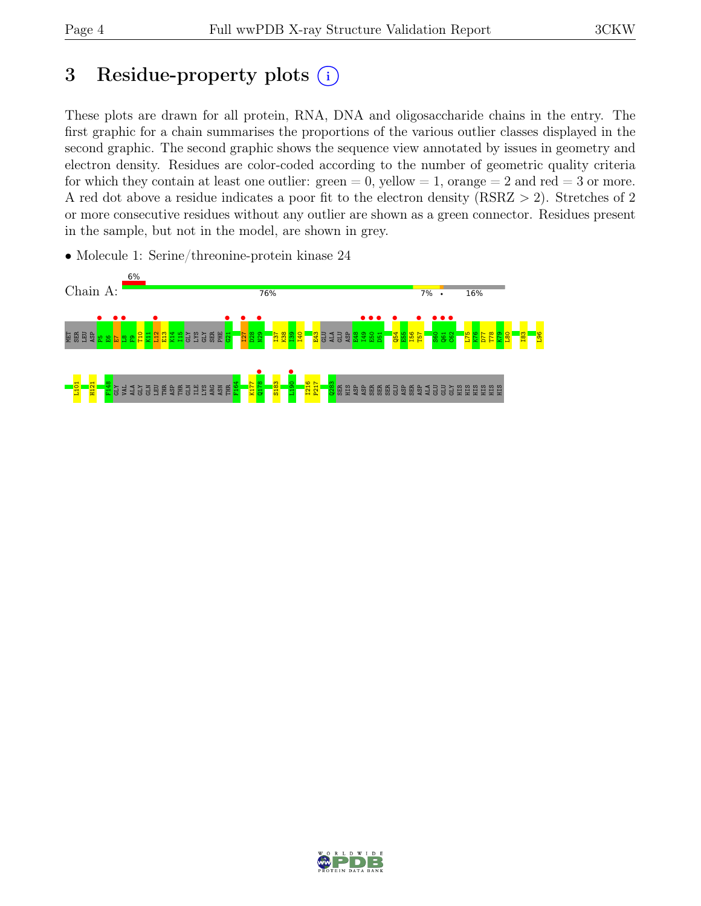# 3 Residue-property plots

These plots are drawn for all protein, RNA, DNA and oligosaccharide chains in the entry. The first graphic for a chain summarises the proportions of the various outlier classes displayed in the second graphic. The second graphic shows the sequence view annotated by issues in geometry and electron density. Residues are color-coded according to the number of geometric quality criteria for which they contain at least one outlier: green = 0, yellow = 1, orange = 2 and red = 3 or more. A red dot above a residue indicates a poor fit to the electron density (RSRZ > 2). Stretches of 2 or more consecutive residues without any outlier are shown as a green connector. Residues present in the sample, but not in the model, are shown in grey.

- Molecule 1: Serine/threonine-protein kinase 24

Chain A: 6% | 76% | 7% | • | 16%

MET SER LEU ASP P5 E6 E7 L8 F9 T10 K11 L12 E13 K14 I15 GLY LYS GLY SER PHE G21 I27 D28 N29 I37 K38 I39 I40 E43 GLU ALA GLU ASP E48 I49 E50 D51 Q54 E55 I56 T57 S60 Q61 C62 L75 K76 D77 T78 K79 L80 I83 L96

L101 H121 F148 GLY VAL ALA GLY GLN LEU THR ASP THR GLN ILE LYS ARG ASN THR F164 K177 Q178 S183 L190 I216 P217 Q283 SER HIS ASP ASP SER SER SER GLU ASP SER ASP ALA GLU GLU GLY HIS HIS HIS HIS HIS HIS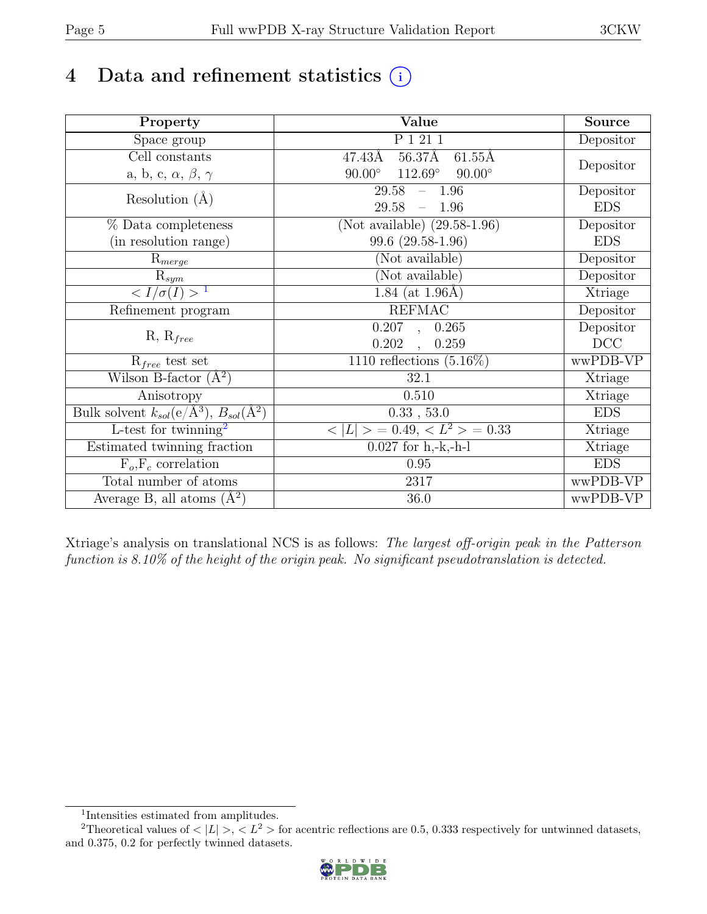# 4 Data and refinement statistics (i)

| Property | Value | Source |
|---|---|---|
| Space group | P 1 21 1 | Depositor |
| Cell constants<br>a, b, c, $\alpha$, $\beta$, $\gamma$ | 47.43Å 56.37Å 61.55Å<br>90.00° 112.69° 90.00° | Depositor |
| Resolution (Å) | 29.58 – 1.96<br>29.58 – 1.96 | Depositor<br>EDS |
| % Data completeness<br>(in resolution range) | (Not available) (29.58-1.96)<br>99.6 (29.58-1.96) | Depositor<br>EDS |
| $R_{merge}$ | (Not available) | Depositor |
| $R_{sym}$ | (Not available) | Depositor |
| $< I/\sigma(I) >$ [1] | 1.84 (at 1.96Å) | Xtriage |
| Refinement program | REFMAC | Depositor |
| R, $R_{free}$ | 0.207 , 0.265<br>0.202 , 0.259 | Depositor<br>DCC |
| $R_{free}$ test set | 1110 reflections (5.16%) | wwPDB-VP |
| Wilson B-factor (Å$^2$) | 32.1 | Xtriage |
| Anisotropy | 0.510 | Xtriage |
| Bulk solvent $k_{sol}$(e/Å$^3$), $B_{sol}$(Å$^2$) | 0.33 , 53.0 | EDS |
| L-test for twinning[2] | $< \|L\| > = 0.49$, $< L^2 > = 0.33$ | Xtriage |
| Estimated twinning fraction | 0.027 for h,-k,-h-l | Xtriage |
| $F_o$,$F_c$ correlation | 0.95 | EDS |
| Total number of atoms | 2317 | wwPDB-VP |
| Average B, all atoms (Å$^2$) | 36.0 | wwPDB-VP |

Xtriage's analysis on translational NCS is as follows: *The largest off-origin peak in the Patterson function is 8.10% of the height of the origin peak. No significant pseudotranslation is detected.*

[1] Intensities estimated from amplitudes.

[2] Theoretical values of $< |L| >$, $< L^2 >$ for acentric reflections are 0.5, 0.333 respectively for untwinned datasets, and 0.375, 0.2 for perfectly twinned datasets.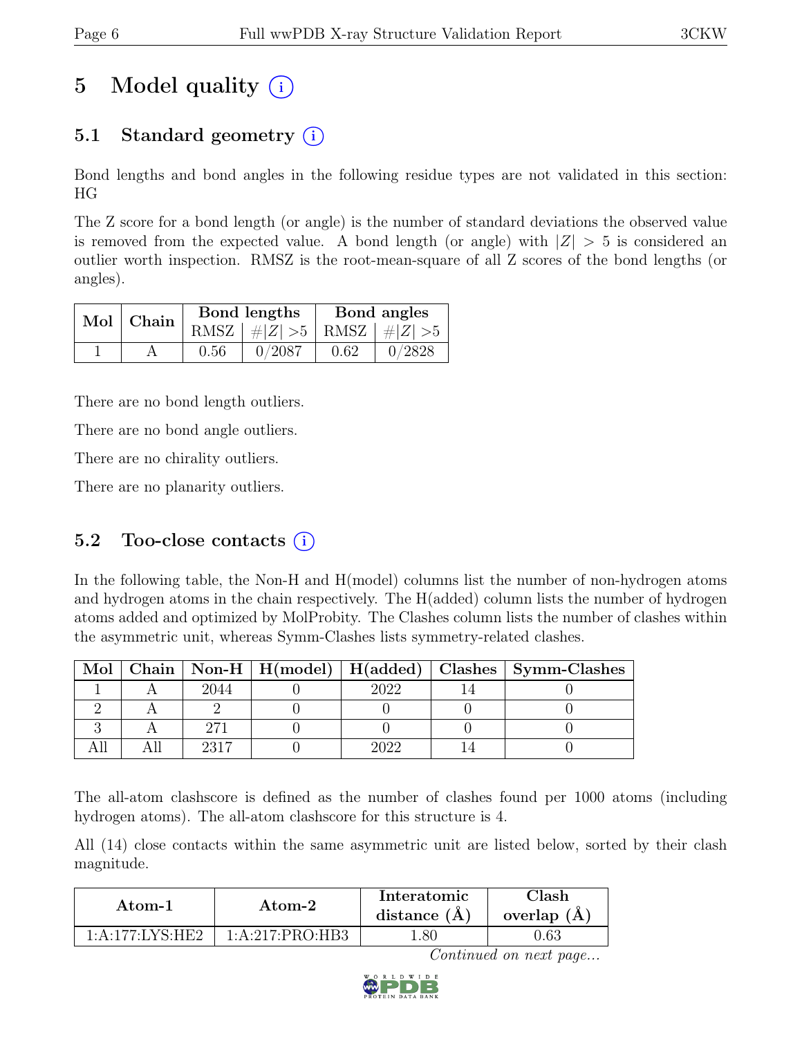# 5 Model quality (i)

## 5.1 Standard geometry (i)

Bond lengths and bond angles in the following residue types are not validated in this section: HG

The Z score for a bond length (or angle) is the number of standard deviations the observed value is removed from the expected value. A bond length (or angle) with $|Z| > 5$ is considered an outlier worth inspection. RMSZ is the root-mean-square of all Z scores of the bond lengths (or angles).

| Mol | Chain | Bond lengths | | Bond angles | |
|---|---|---|---|---|---|
| | | RMSZ | #\|Z\| >5 | RMSZ | #\|Z\| >5 |
| 1 | A | 0.56 | 0/2087 | 0.62 | 0/2828 |

There are no bond length outliers.

There are no bond angle outliers.

There are no chirality outliers.

There are no planarity outliers.

## 5.2 Too-close contacts (i)

In the following table, the Non-H and H(model) columns list the number of non-hydrogen atoms and hydrogen atoms in the chain respectively. The H(added) column lists the number of hydrogen atoms added and optimized by MolProbity. The Clashes column lists the number of clashes within the asymmetric unit, whereas Symm-Clashes lists symmetry-related clashes.

| Mol | Chain | Non-H | H(model) | H(added) | Clashes | Symm-Clashes |
|---|---|---|---|---|---|---|
| 1 | A | 2044 | 0 | 2022 | 14 | 0 |
| 2 | A | 2 | 0 | 0 | 0 | 0 |
| 3 | A | 271 | 0 | 0 | 0 | 0 |
| All | All | 2317 | 0 | 2022 | 14 | 0 |

The all-atom clashscore is defined as the number of clashes found per 1000 atoms (including hydrogen atoms). The all-atom clashscore for this structure is 4.

All (14) close contacts within the same asymmetric unit are listed below, sorted by their clash magnitude.

| Atom-1 | Atom-2 | Interatomic distance (Å) | Clash overlap (Å) |
|---|---|---|---|
| 1:A:177:LYS:HE2 | 1:A:217:PRO:HB3 | 1.80 | 0.63 |

*Continued on next page...*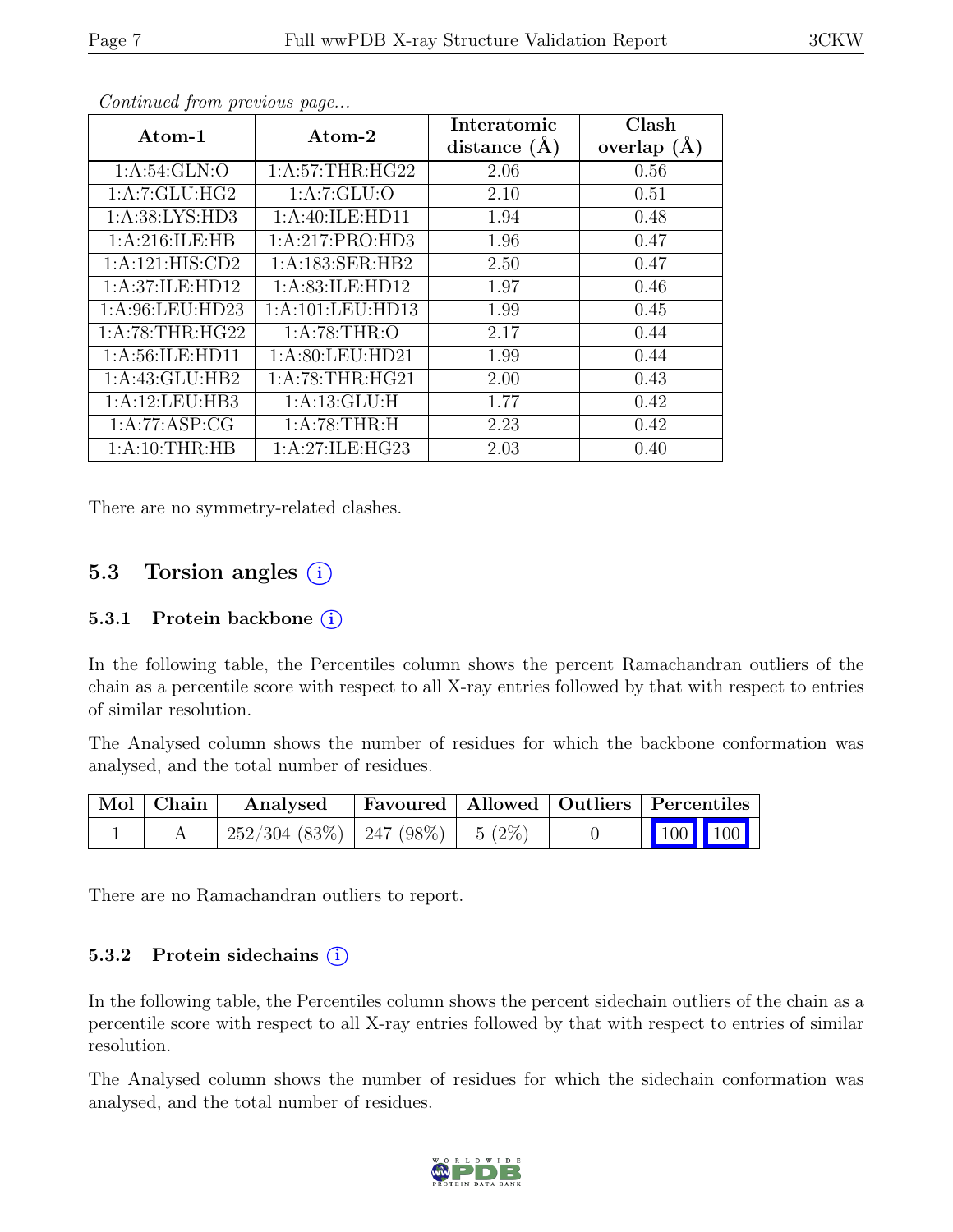*Continued from previous page...*

| Atom-1 | Atom-2 | Interatomic distance (Å) | Clash overlap (Å) |
|---|---|---|---|
| 1:A:54:GLN:O | 1:A:57:THR:HG22 | 2.06 | 0.56 |
| 1:A:7:GLU:HG2 | 1:A:7:GLU:O | 2.10 | 0.51 |
| 1:A:38:LYS:HD3 | 1:A:40:ILE:HD11 | 1.94 | 0.48 |
| 1:A:216:ILE:HB | 1:A:217:PRO:HD3 | 1.96 | 0.47 |
| 1:A:121:HIS:CD2 | 1:A:183:SER:HB2 | 2.50 | 0.47 |
| 1:A:37:ILE:HD12 | 1:A:83:ILE:HD12 | 1.97 | 0.46 |
| 1:A:96:LEU:HD23 | 1:A:101:LEU:HD13 | 1.99 | 0.45 |
| 1:A:78:THR:HG22 | 1:A:78:THR:O | 2.17 | 0.44 |
| 1:A:56:ILE:HD11 | 1:A:80:LEU:HD21 | 1.99 | 0.44 |
| 1:A:43:GLU:HB2 | 1:A:78:THR:HG21 | 2.00 | 0.43 |
| 1:A:12:LEU:HB3 | 1:A:13:GLU:H | 1.77 | 0.42 |
| 1:A:77:ASP:CG | 1:A:78:THR:H | 2.23 | 0.42 |
| 1:A:10:THR:HB | 1:A:27:ILE:HG23 | 2.03 | 0.40 |

There are no symmetry-related clashes.

## 5.3 Torsion angles

### 5.3.1 Protein backbone

In the following table, the Percentiles column shows the percent Ramachandran outliers of the chain as a percentile score with respect to all X-ray entries followed by that with respect to entries of similar resolution.

The Analysed column shows the number of residues for which the backbone conformation was analysed, and the total number of residues.

| Mol | Chain | Analysed | Favoured | Allowed | Outliers | Percentiles |
|---|---|---|---|---|---|---|
| 1 | A | 252/304 (83%) | 247 (98%) | 5 (2%) | 0 | 100 100 |

There are no Ramachandran outliers to report.

### 5.3.2 Protein sidechains

In the following table, the Percentiles column shows the percent sidechain outliers of the chain as a percentile score with respect to all X-ray entries followed by that with respect to entries of similar resolution.

The Analysed column shows the number of residues for which the sidechain conformation was analysed, and the total number of residues.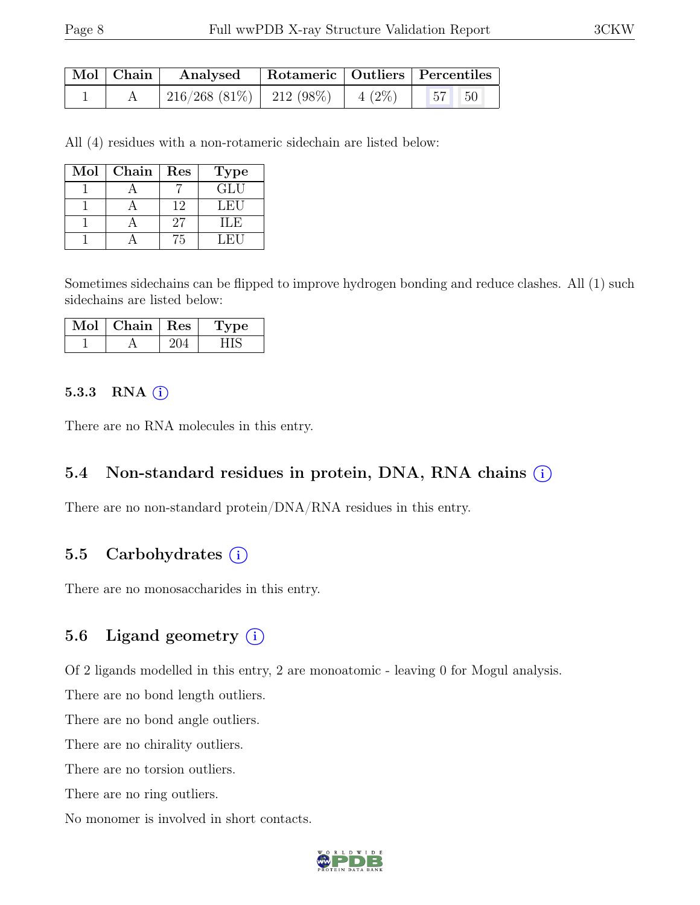| Mol | Chain | Analysed | Rotameric | Outliers | Percentiles | |
|---|---|---|---|---|---|---|
| 1 | A | 216/268 (81%) | 212 (98%) | 4 (2%) | 57 | 50 |

All (4) residues with a non-rotameric sidechain are listed below:

| Mol | Chain | Res | Type |
|---|---|---|---|
| 1 | A | 7 | GLU |
| 1 | A | 12 | LEU |
| 1 | A | 27 | ILE |
| 1 | A | 75 | LEU |

Sometimes sidechains can be flipped to improve hydrogen bonding and reduce clashes. All (1) such sidechains are listed below:

| Mol | Chain | Res | Type |
|---|---|---|---|
| 1 | A | 204 | HIS |

#### 5.3.3 RNA (i)

There are no RNA molecules in this entry.

### 5.4 Non-standard residues in protein, DNA, RNA chains (i)

There are no non-standard protein/DNA/RNA residues in this entry.

### 5.5 Carbohydrates (i)

There are no monosaccharides in this entry.

### 5.6 Ligand geometry (i)

Of 2 ligands modelled in this entry, 2 are monoatomic - leaving 0 for Mogul analysis.

There are no bond length outliers.

There are no bond angle outliers.

There are no chirality outliers.

There are no torsion outliers.

There are no ring outliers.

No monomer is involved in short contacts.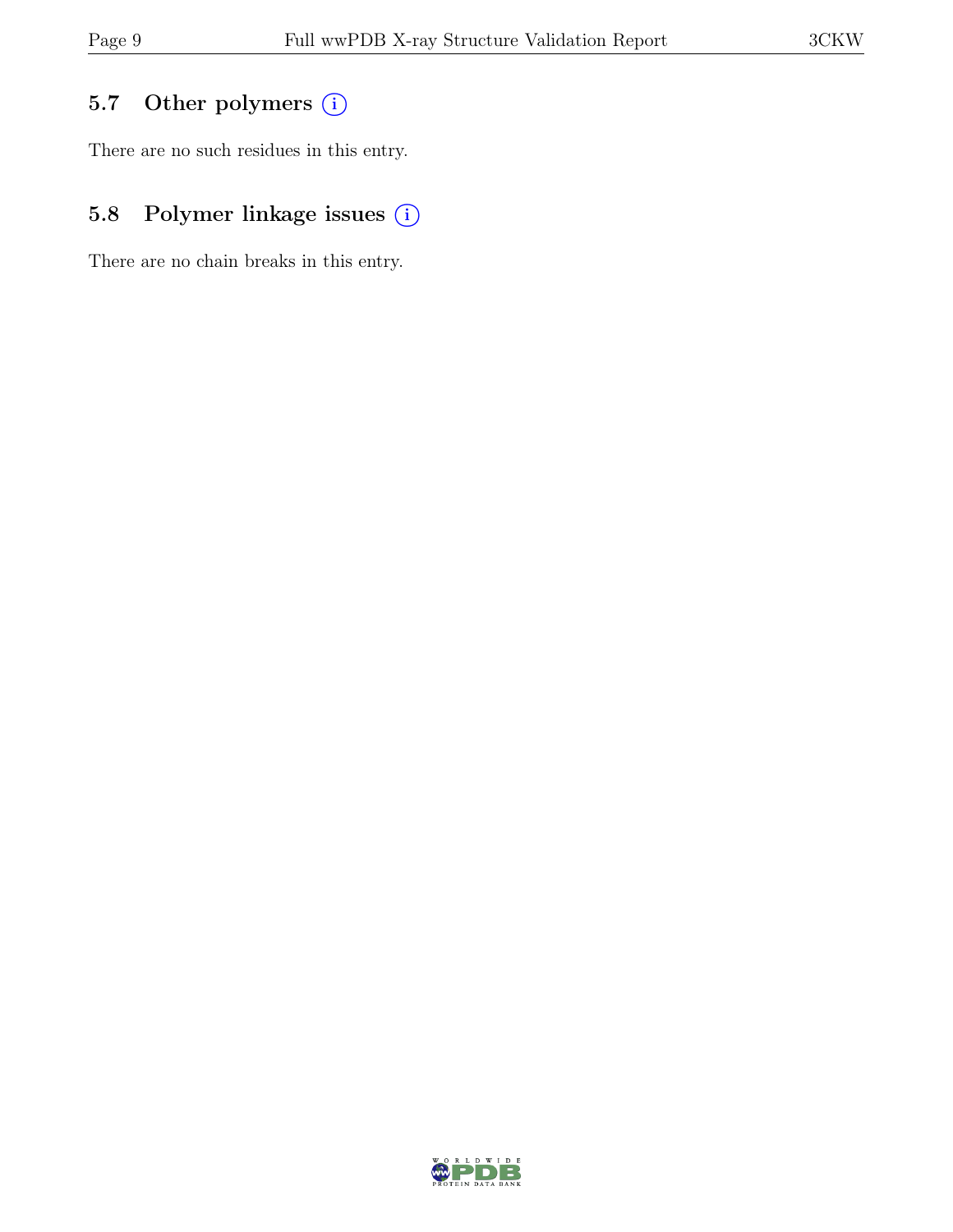## 5.7 Other polymers

There are no such residues in this entry.

## 5.8 Polymer linkage issues

There are no chain breaks in this entry.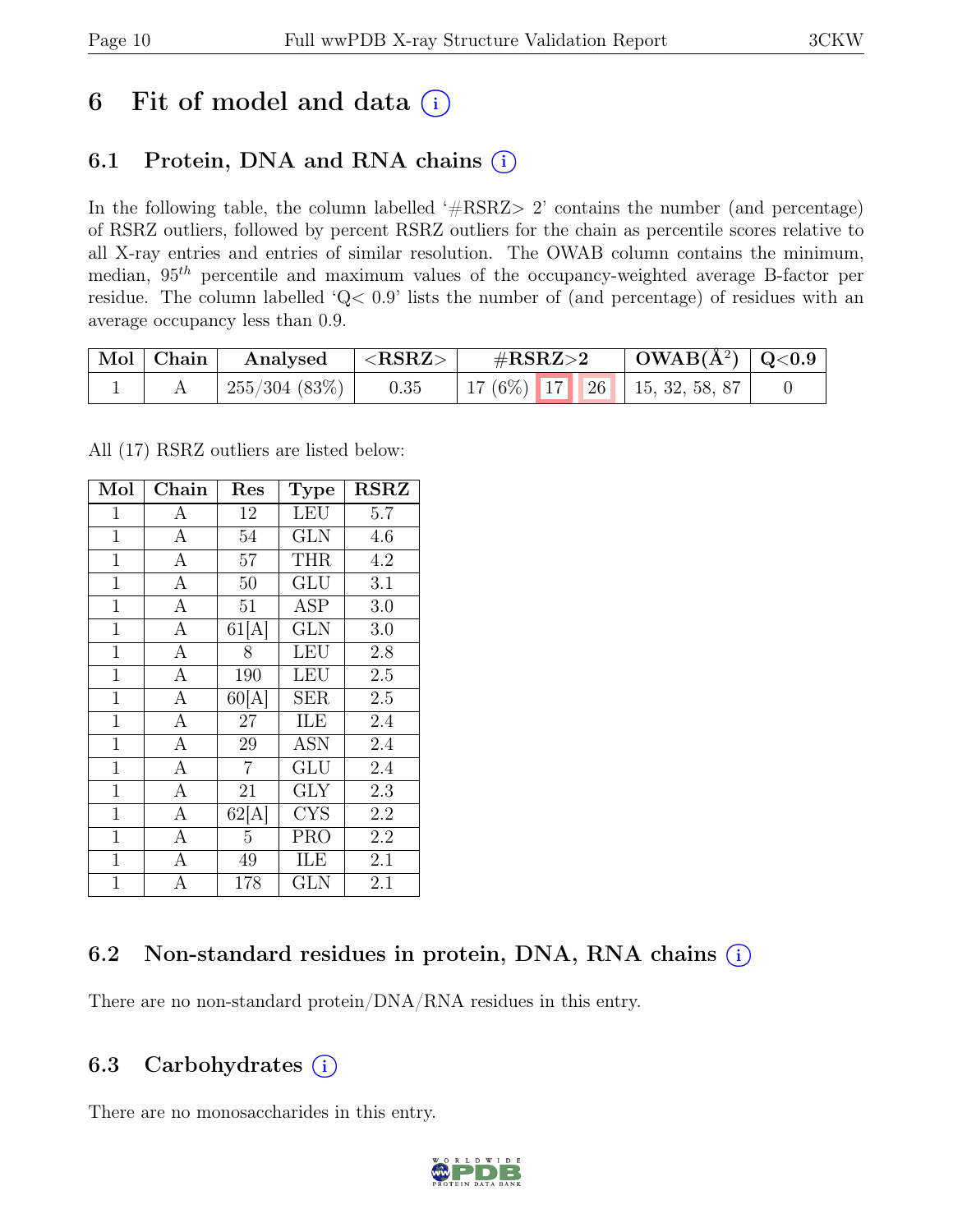# 6 Fit of model and data (i)

## 6.1 Protein, DNA and RNA chains (i)

In the following table, the column labelled '#RSRZ> 2' contains the number (and percentage) of RSRZ outliers, followed by percent RSRZ outliers for the chain as percentile scores relative to all X-ray entries and entries of similar resolution. The OWAB column contains the minimum, median, $95^{th}$ percentile and maximum values of the occupancy-weighted average B-factor per residue. The column labelled 'Q< 0.9' lists the number of (and percentage) of residues with an average occupancy less than 0.9.

| Mol | Chain | Analysed | <RSRZ> | #RSRZ>2 | | | OWAB(Å$^2$) | Q<0.9 |
|---|---|---|---|---|---|---|---|---|
| 1 | A | 255/304 (83%) | 0.35 | 17 (6%) | 17 | 26 | 15, 32, 58, 87 | 0 |

All (17) RSRZ outliers are listed below:

| Mol | Chain | Res | Type | RSRZ |
|---|---|---|---|---|
| 1 | A | 12 | LEU | 5.7 |
| 1 | A | 54 | GLN | 4.6 |
| 1 | A | 57 | THR | 4.2 |
| 1 | A | 50 | GLU | 3.1 |
| 1 | A | 51 | ASP | 3.0 |
| 1 | A | 61[A] | GLN | 3.0 |
| 1 | A | 8 | LEU | 2.8 |
| 1 | A | 190 | LEU | 2.5 |
| 1 | A | 60[A] | SER | 2.5 |
| 1 | A | 27 | ILE | 2.4 |
| 1 | A | 29 | ASN | 2.4 |
| 1 | A | 7 | GLU | 2.4 |
| 1 | A | 21 | GLY | 2.3 |
| 1 | A | 62[A] | CYS | 2.2 |
| 1 | A | 5 | PRO | 2.2 |
| 1 | A | 49 | ILE | 2.1 |
| 1 | A | 178 | GLN | 2.1 |

## 6.2 Non-standard residues in protein, DNA, RNA chains (i)

There are no non-standard protein/DNA/RNA residues in this entry.

## 6.3 Carbohydrates (i)

There are no monosaccharides in this entry.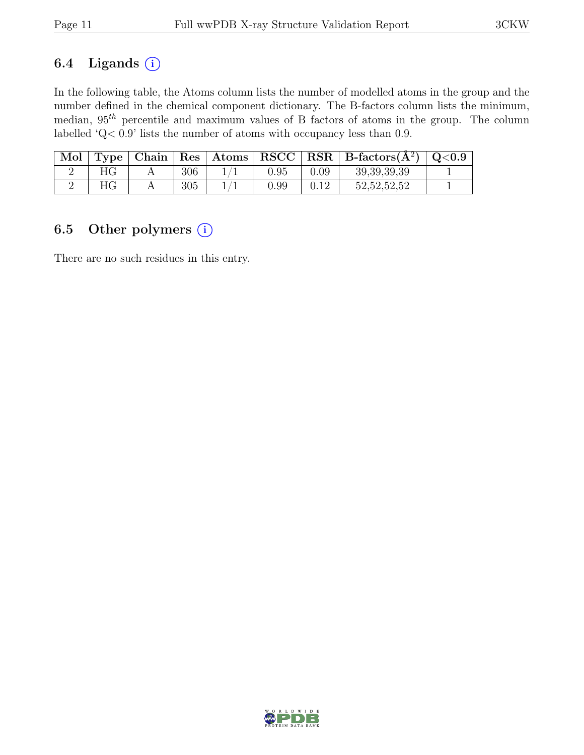## 6.4 Ligands (i)

In the following table, the Atoms column lists the number of modelled atoms in the group and the number defined in the chemical component dictionary. The B-factors column lists the minimum, median, $95^{th}$ percentile and maximum values of B factors of atoms in the group. The column labelled 'Q< 0.9' lists the number of atoms with occupancy less than 0.9.

| Mol | Type | Chain | Res | Atoms | RSCC | RSR | B-factors($Å^2$) | Q<0.9 |
|---|---|---|---|---|---|---|---|---|
| 2 | HG | A | 306 | 1/1 | 0.95 | 0.09 | 39,39,39,39 | 1 |
| 2 | HG | A | 305 | 1/1 | 0.99 | 0.12 | 52,52,52,52 | 1 |

## 6.5 Other polymers (i)

There are no such residues in this entry.